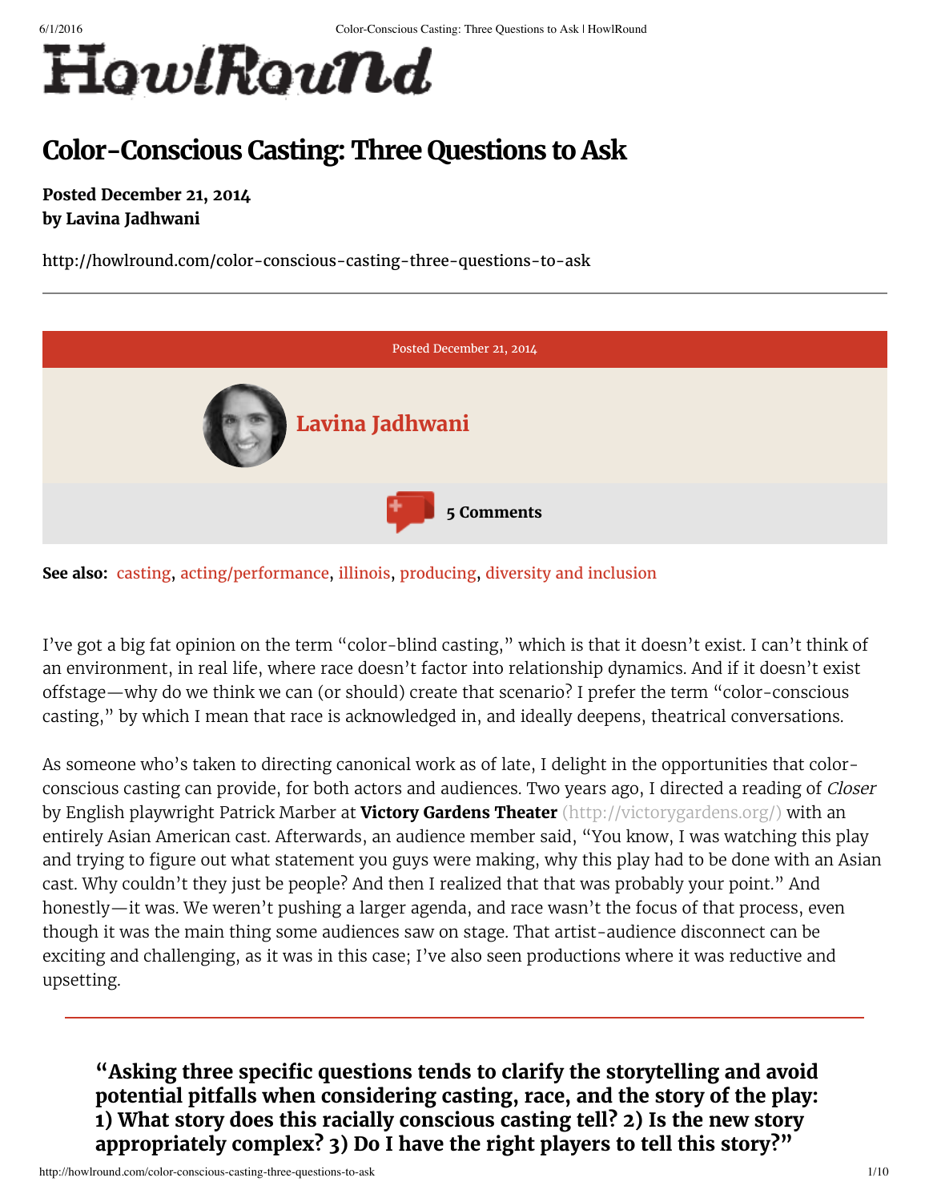# Color-Conscious Casting: Three Questions to Ask

**Posted December 21, 2014**
**by Lavina Jadhwani**

http://howlround.com/color-conscious-casting-three-questions-to-ask

Posted December 21, 2014

**Lavina Jadhwani**

**5 Comments**

**See also:** casting, acting/performance, illinois, producing, diversity and inclusion

I've got a big fat opinion on the term "color-blind casting," which is that it doesn't exist. I can't think of an environment, in real life, where race doesn't factor into relationship dynamics. And if it doesn't exist offstage—why do we think we can (or should) create that scenario? I prefer the term "color-conscious casting," by which I mean that race is acknowledged in, and ideally deepens, theatrical conversations.

As someone who's taken to directing canonical work as of late, I delight in the opportunities that color-conscious casting can provide, for both actors and audiences. Two years ago, I directed a reading of *Closer* by English playwright Patrick Marber at **Victory Gardens Theater** (http://victorygardens.org/) with an entirely Asian American cast. Afterwards, an audience member said, "You know, I was watching this play and trying to figure out what statement you guys were making, why this play had to be done with an Asian cast. Why couldn't they just be people? And then I realized that that was probably your point." And honestly—it was. We weren't pushing a larger agenda, and race wasn't the focus of that process, even though it was the main thing some audiences saw on stage. That artist-audience disconnect can be exciting and challenging, as it was in this case; I've also seen productions where it was reductive and upsetting.

> **"Asking three specific questions tends to clarify the storytelling and avoid potential pitfalls when considering casting, race, and the story of the play: 1) What story does this racially conscious casting tell? 2) Is the new story appropriately complex? 3) Do I have the right players to tell this story?"**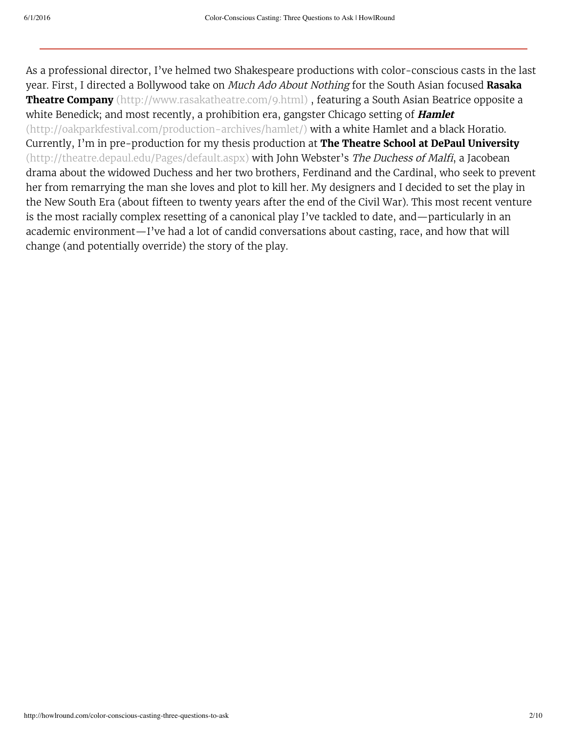As a professional director, I've helmed two Shakespeare productions with color-conscious casts in the last year. First, I directed a Bollywood take on *Much Ado About Nothing* for the South Asian focused **Rasaka Theatre Company** (http://www.rasakatheatre.com/9.html) , featuring a South Asian Beatrice opposite a white Benedick; and most recently, a prohibition era, gangster Chicago setting of ***Hamlet*** (http://oakparkfestival.com/production-archives/hamlet/) with a white Hamlet and a black Horatio. Currently, I'm in pre-production for my thesis production at **The Theatre School at DePaul University** (http://theatre.depaul.edu/Pages/default.aspx) with John Webster's *The Duchess of Malfi*, a Jacobean drama about the widowed Duchess and her two brothers, Ferdinand and the Cardinal, who seek to prevent her from remarrying the man she loves and plot to kill her. My designers and I decided to set the play in the New South Era (about fifteen to twenty years after the end of the Civil War). This most recent venture is the most racially complex resetting of a canonical play I've tackled to date, and—particularly in an academic environment—I've had a lot of candid conversations about casting, race, and how that will change (and potentially override) the story of the play.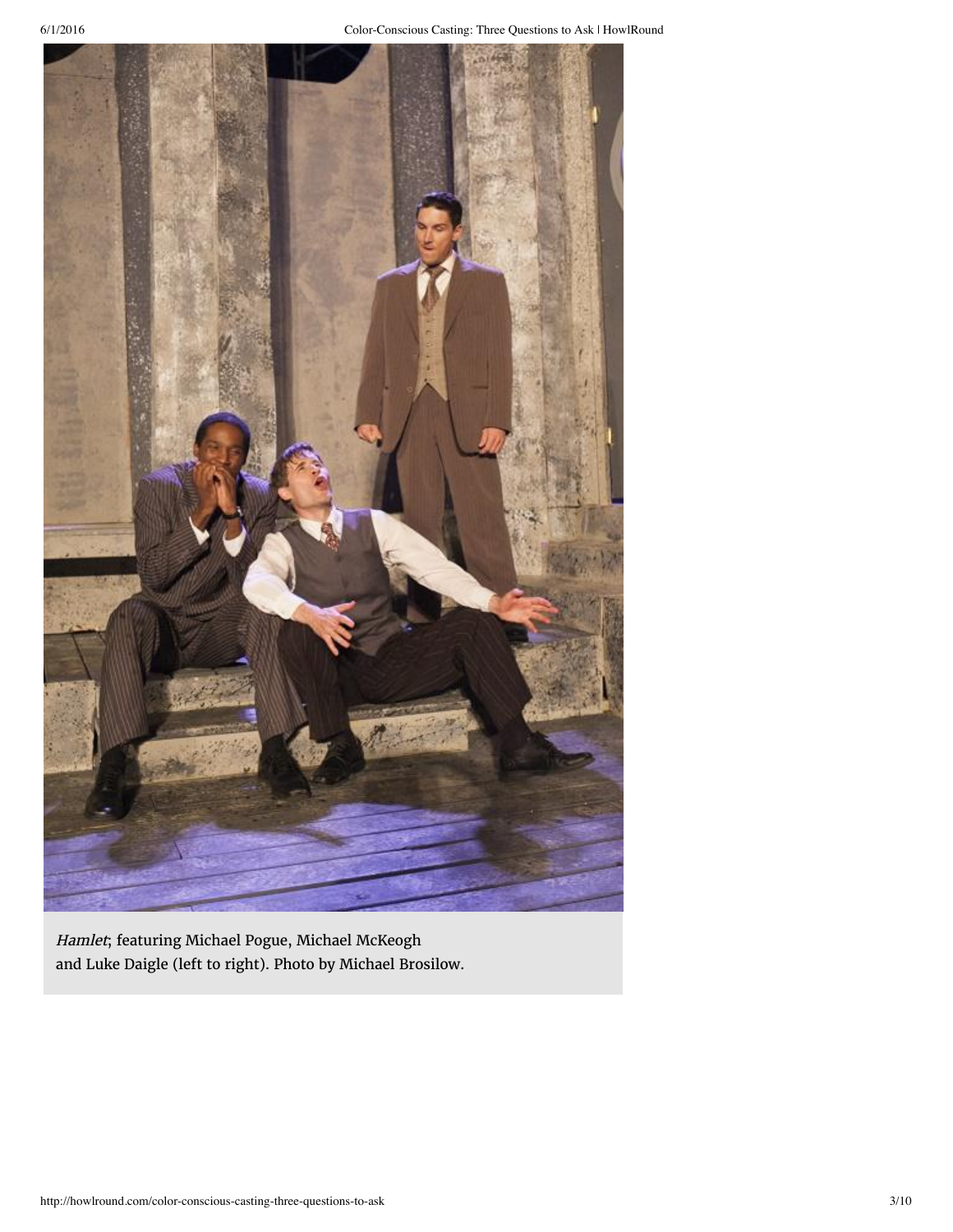*Hamlet*; featuring Michael Pogue, Michael McKeogh and Luke Daigle (left to right). Photo by Michael Brosilow.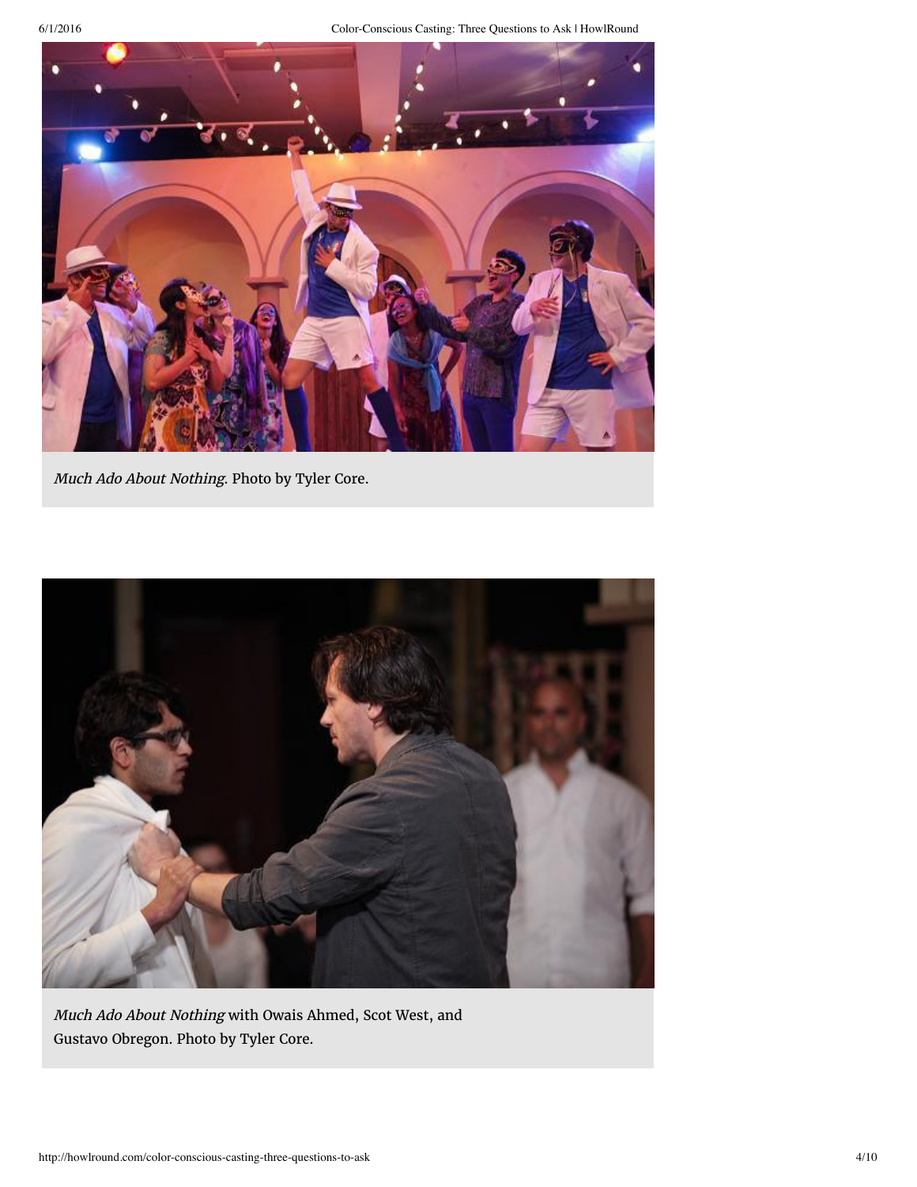*Much Ado About Nothing*. Photo by Tyler Core.

*Much Ado About Nothing* with Owais Ahmed, Scot West, and Gustavo Obregon. Photo by Tyler Core.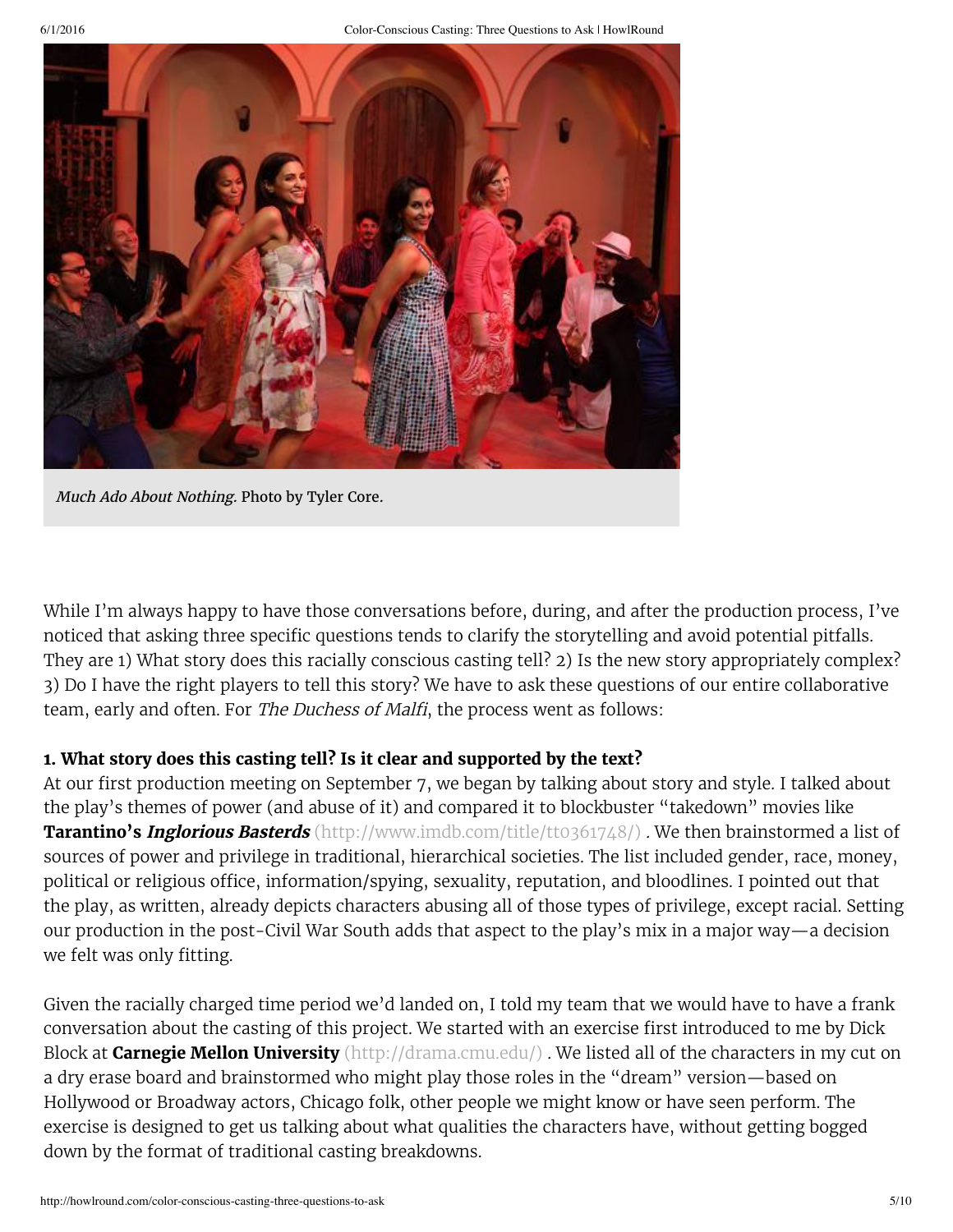*Much Ado About Nothing.* Photo by Tyler Core.

While I'm always happy to have those conversations before, during, and after the production process, I've noticed that asking three specific questions tends to clarify the storytelling and avoid potential pitfalls. They are 1) What story does this racially conscious casting tell? 2) Is the new story appropriately complex? 3) Do I have the right players to tell this story? We have to ask these questions of our entire collaborative team, early and often. For *The Duchess of Malfi*, the process went as follows:

**1. What story does this casting tell? Is it clear and supported by the text?**

At our first production meeting on September 7, we began by talking about story and style. I talked about the play's themes of power (and abuse of it) and compared it to blockbuster "takedown" movies like **Tarantino's *Inglorious Basterds*** (http://www.imdb.com/title/tt0361748/) . We then brainstormed a list of sources of power and privilege in traditional, hierarchical societies. The list included gender, race, money, political or religious office, information/spying, sexuality, reputation, and bloodlines. I pointed out that the play, as written, already depicts characters abusing all of those types of privilege, except racial. Setting our production in the post-Civil War South adds that aspect to the play's mix in a major way—a decision we felt was only fitting.

Given the racially charged time period we'd landed on, I told my team that we would have to have a frank conversation about the casting of this project. We started with an exercise first introduced to me by Dick Block at **Carnegie Mellon University** (http://drama.cmu.edu/) . We listed all of the characters in my cut on a dry erase board and brainstormed who might play those roles in the "dream" version—based on Hollywood or Broadway actors, Chicago folk, other people we might know or have seen perform. The exercise is designed to get us talking about what qualities the characters have, without getting bogged down by the format of traditional casting breakdowns.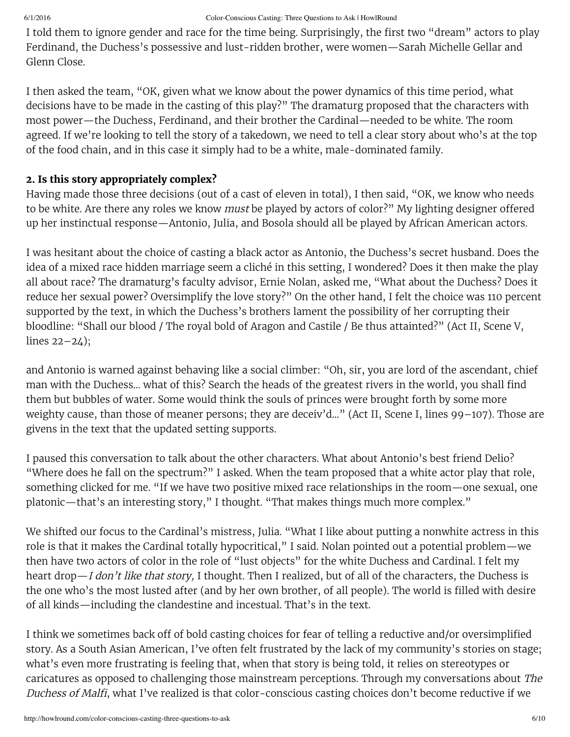I told them to ignore gender and race for the time being. Surprisingly, the first two "dream" actors to play Ferdinand, the Duchess's possessive and lust-ridden brother, were women—Sarah Michelle Gellar and Glenn Close.

I then asked the team, "OK, given what we know about the power dynamics of this time period, what decisions have to be made in the casting of this play?" The dramaturg proposed that the characters with most power—the Duchess, Ferdinand, and their brother the Cardinal—needed to be white. The room agreed. If we're looking to tell the story of a takedown, we need to tell a clear story about who's at the top of the food chain, and in this case it simply had to be a white, male-dominated family.

**2. Is this story appropriately complex?**

Having made those three decisions (out of a cast of eleven in total), I then said, "OK, we know who needs to be white. Are there any roles we know *must* be played by actors of color?" My lighting designer offered up her instinctual response—Antonio, Julia, and Bosola should all be played by African American actors.

I was hesitant about the choice of casting a black actor as Antonio, the Duchess's secret husband. Does the idea of a mixed race hidden marriage seem a cliché in this setting, I wondered? Does it then make the play all about race? The dramaturg's faculty advisor, Ernie Nolan, asked me, "What about the Duchess? Does it reduce her sexual power? Oversimplify the love story?" On the other hand, I felt the choice was 110 percent supported by the text, in which the Duchess's brothers lament the possibility of her corrupting their bloodline: "Shall our blood / The royal bold of Aragon and Castile / Be thus attainted?" (Act II, Scene V, lines 22–24);

and Antonio is warned against behaving like a social climber: "Oh, sir, you are lord of the ascendant, chief man with the Duchess... what of this? Search the heads of the greatest rivers in the world, you shall find them but bubbles of water. Some would think the souls of princes were brought forth by some more weighty cause, than those of meaner persons; they are deceiv'd..." (Act II, Scene I, lines 99–107). Those are givens in the text that the updated setting supports.

I paused this conversation to talk about the other characters. What about Antonio's best friend Delio? "Where does he fall on the spectrum?" I asked. When the team proposed that a white actor play that role, something clicked for me. "If we have two positive mixed race relationships in the room—one sexual, one platonic—that's an interesting story," I thought. "That makes things much more complex."

We shifted our focus to the Cardinal's mistress, Julia. "What I like about putting a nonwhite actress in this role is that it makes the Cardinal totally hypocritical," I said. Nolan pointed out a potential problem—we then have two actors of color in the role of "lust objects" for the white Duchess and Cardinal. I felt my heart drop—*I don't like that story,* I thought. Then I realized, but of all of the characters, the Duchess is the one who's the most lusted after (and by her own brother, of all people). The world is filled with desire of all kinds—including the clandestine and incestual. That's in the text.

I think we sometimes back off of bold casting choices for fear of telling a reductive and/or oversimplified story. As a South Asian American, I've often felt frustrated by the lack of my community's stories on stage; what's even more frustrating is feeling that, when that story is being told, it relies on stereotypes or caricatures as opposed to challenging those mainstream perceptions. Through my conversations about *The Duchess of Malfi*, what I've realized is that color-conscious casting choices don't become reductive if we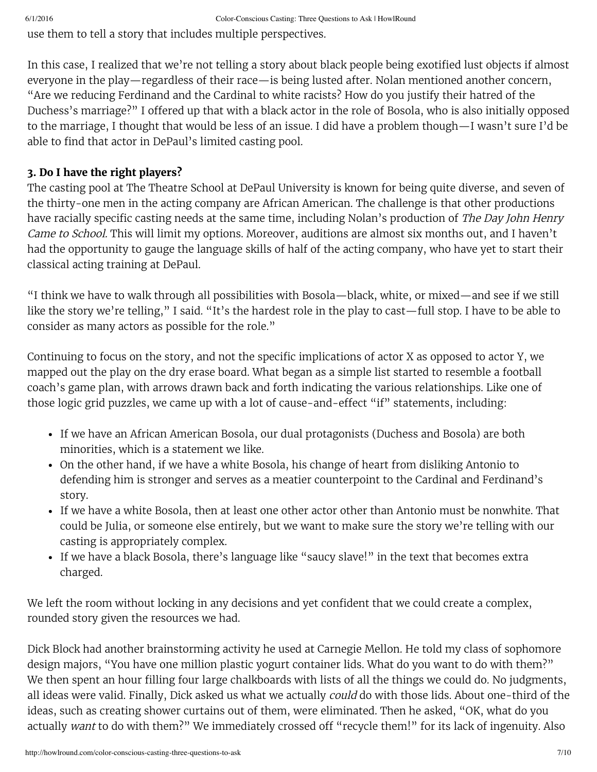use them to tell a story that includes multiple perspectives.

In this case, I realized that we're not telling a story about black people being exotified lust objects if almost everyone in the play—regardless of their race—is being lusted after. Nolan mentioned another concern, "Are we reducing Ferdinand and the Cardinal to white racists? How do you justify their hatred of the Duchess's marriage?" I offered up that with a black actor in the role of Bosola, who is also initially opposed to the marriage, I thought that would be less of an issue. I did have a problem though—I wasn't sure I'd be able to find that actor in DePaul's limited casting pool.

**3. Do I have the right players?**

The casting pool at The Theatre School at DePaul University is known for being quite diverse, and seven of the thirty-one men in the acting company are African American. The challenge is that other productions have racially specific casting needs at the same time, including Nolan's production of *The Day John Henry Came to School.* This will limit my options. Moreover, auditions are almost six months out, and I haven't had the opportunity to gauge the language skills of half of the acting company, who have yet to start their classical acting training at DePaul.

"I think we have to walk through all possibilities with Bosola—black, white, or mixed—and see if we still like the story we're telling," I said. "It's the hardest role in the play to cast—full stop. I have to be able to consider as many actors as possible for the role."

Continuing to focus on the story, and not the specific implications of actor X as opposed to actor Y, we mapped out the play on the dry erase board. What began as a simple list started to resemble a football coach's game plan, with arrows drawn back and forth indicating the various relationships. Like one of those logic grid puzzles, we came up with a lot of cause-and-effect "if" statements, including:

- If we have an African American Bosola, our dual protagonists (Duchess and Bosola) are both minorities, which is a statement we like.
- On the other hand, if we have a white Bosola, his change of heart from disliking Antonio to defending him is stronger and serves as a meatier counterpoint to the Cardinal and Ferdinand's story.
- If we have a white Bosola, then at least one other actor other than Antonio must be nonwhite. That could be Julia, or someone else entirely, but we want to make sure the story we're telling with our casting is appropriately complex.
- If we have a black Bosola, there's language like "saucy slave!" in the text that becomes extra charged.

We left the room without locking in any decisions and yet confident that we could create a complex, rounded story given the resources we had.

Dick Block had another brainstorming activity he used at Carnegie Mellon. He told my class of sophomore design majors, "You have one million plastic yogurt container lids. What do you want to do with them?" We then spent an hour filling four large chalkboards with lists of all the things we could do. No judgments, all ideas were valid. Finally, Dick asked us what we actually *could* do with those lids. About one-third of the ideas, such as creating shower curtains out of them, were eliminated. Then he asked, "OK, what do you actually *want* to do with them?" We immediately crossed off "recycle them!" for its lack of ingenuity. Also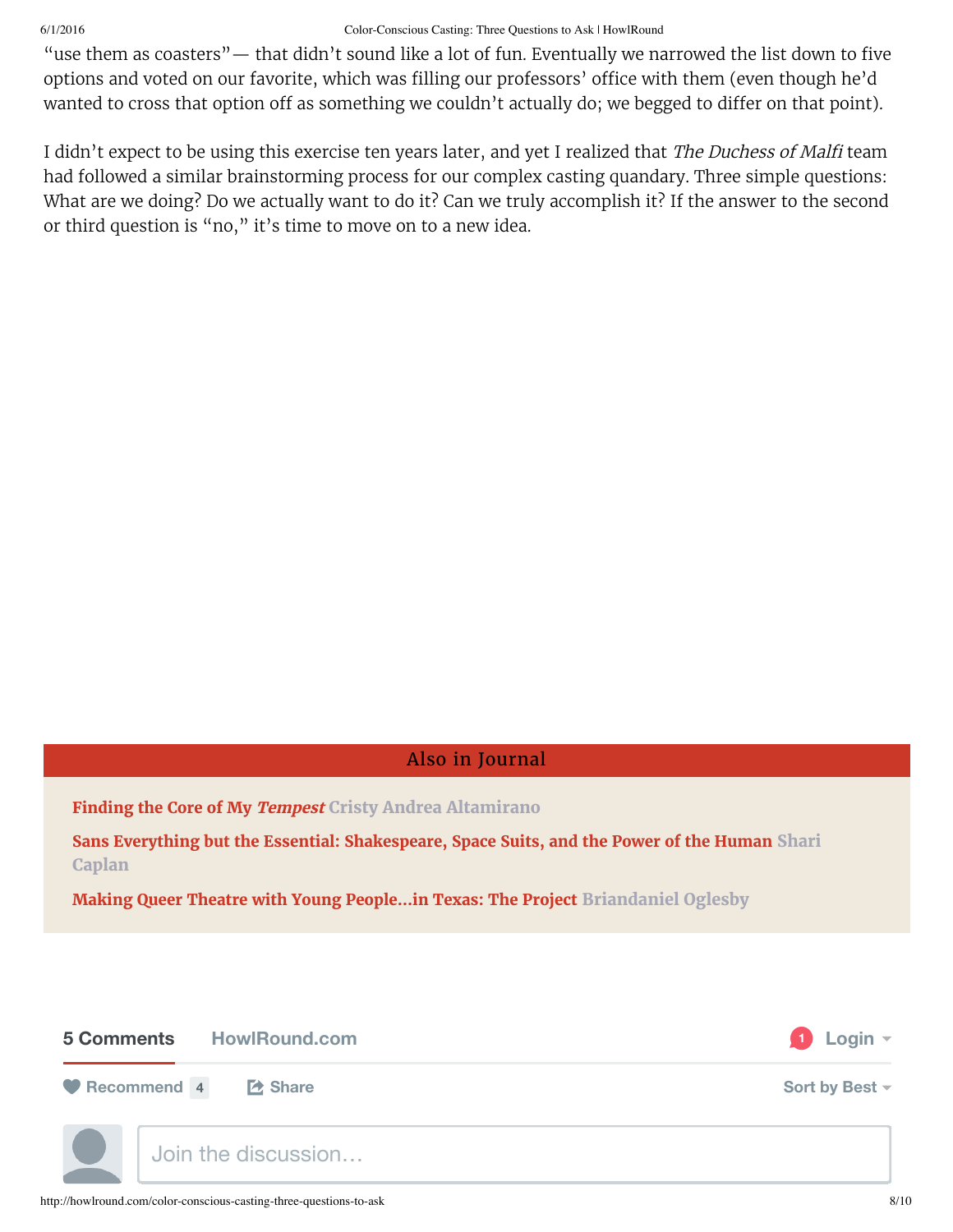"use them as coasters"— that didn't sound like a lot of fun. Eventually we narrowed the list down to five options and voted on our favorite, which was filling our professors' office with them (even though he'd wanted to cross that option off as something we couldn't actually do; we begged to differ on that point).

I didn't expect to be using this exercise ten years later, and yet I realized that *The Duchess of Malfi* team had followed a similar brainstorming process for our complex casting quandary. Three simple questions: What are we doing? Do we actually want to do it? Can we truly accomplish it? If the answer to the second or third question is "no," it's time to move on to a new idea.

## Also in Journal

**Finding the Core of My *Tempest*** Cristy Andrea Altamirano

**Sans Everything but the Essential: Shakespeare, Space Suits, and the Power of the Human** Shari Caplan

**Making Queer Theatre with Young People...in Texas: The Project** Briandaniel Oglesby

5 Comments HowlRound.com

1 Login

Recommend 4 Share Sort by Best

Join the discussion…